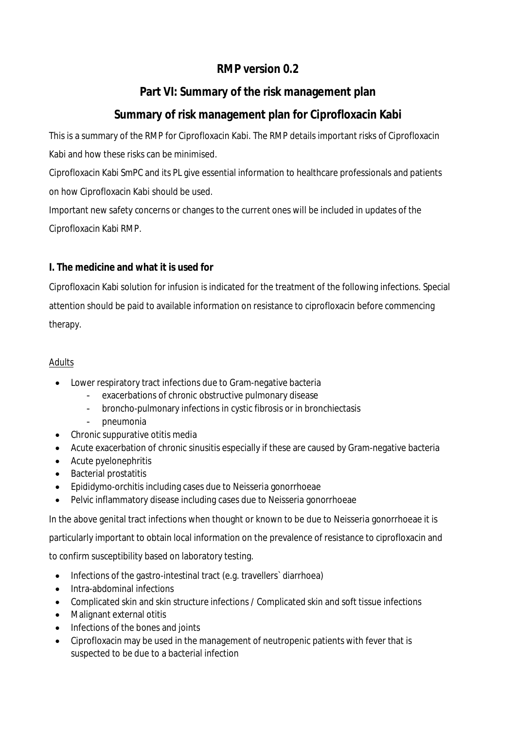# RMP version 0.2

## Part VI: Summary of the risk management plan

## Summary of risk management plan for Ciprofloxacin Kabi

This is a summary of the RMP for Ciprofloxacin Kabi. The RMP details important risks of Ciprofloxacin Kabi and how these risks can be minimised.

Ciprofloxacin Kabi SmPC and its PL give essential information to healthcare professionals and patients on how Ciprofloxacin Kabi should be used.

Important new safety concerns or changes to the current ones will be included in updates of the Ciprofloxacin Kabi RMP.

### I. The medicine and what it is used for

Ciprofloxacin Kabi solution for infusion is indicated for the treatment of the following infections. Special attention should be paid to available information on resistance to ciprofloxacin before commencing therapy.

<u>Adults</u>

- Lower respiratory tract infections due to Gram-negative bacteria
  - exacerbations of chronic obstructive pulmonary disease
  - broncho-pulmonary infections in cystic fibrosis or in bronchiectasis
  - pneumonia
- Chronic suppurative otitis media
- Acute exacerbation of chronic sinusitis especially if these are caused by Gram-negative bacteria
- Acute pyelonephritis
- Bacterial prostatitis
- Epididymo-orchitis including cases due to Neisseria gonorrhoeae
- Pelvic inflammatory disease including cases due to Neisseria gonorrhoeae

In the above genital tract infections when thought or known to be due to Neisseria gonorrhoeae it is particularly important to obtain local information on the prevalence of resistance to ciprofloxacin and to confirm susceptibility based on laboratory testing.

- Infections of the gastro-intestinal tract (e.g. travellers` diarrhoea)
- Intra-abdominal infections
- Complicated skin and skin structure infections / Complicated skin and soft tissue infections
- Malignant external otitis
- Infections of the bones and joints
- Ciprofloxacin may be used in the management of neutropenic patients with fever that is suspected to be due to a bacterial infection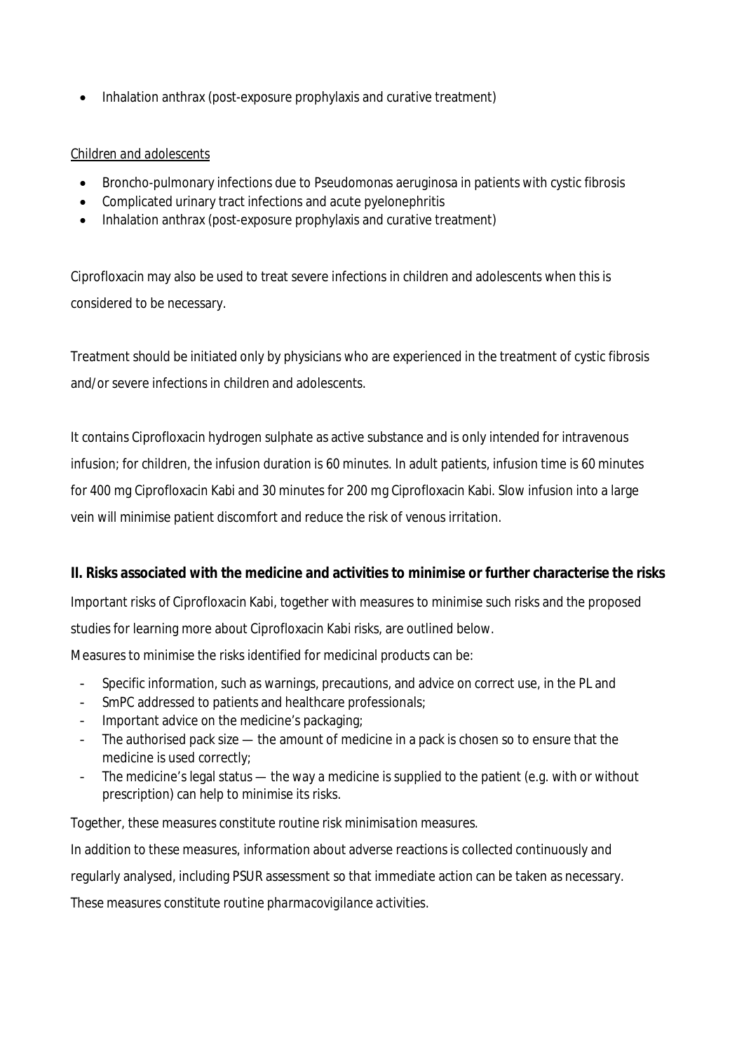- Inhalation anthrax (post-exposure prophylaxis and curative treatment)

_Children and adolescents_

- Broncho-pulmonary infections due to Pseudomonas aeruginosa in patients with cystic fibrosis
- Complicated urinary tract infections and acute pyelonephritis
- Inhalation anthrax (post-exposure prophylaxis and curative treatment)

Ciprofloxacin may also be used to treat severe infections in children and adolescents when this is considered to be necessary.

Treatment should be initiated only by physicians who are experienced in the treatment of cystic fibrosis and/or severe infections in children and adolescents.

It contains Ciprofloxacin hydrogen sulphate as active substance and is only intended for intravenous infusion; for children, the infusion duration is 60 minutes. In adult patients, infusion time is 60 minutes for 400 mg Ciprofloxacin Kabi and 30 minutes for 200 mg Ciprofloxacin Kabi. Slow infusion into a large vein will minimise patient discomfort and reduce the risk of venous irritation.

**II. Risks associated with the medicine and activities to minimise or further characterise the risks**

Important risks of Ciprofloxacin Kabi, together with measures to minimise such risks and the proposed studies for learning more about Ciprofloxacin Kabi risks, are outlined below.

Measures to minimise the risks identified for medicinal products can be:

- Specific information, such as warnings, precautions, and advice on correct use, in the PL and
- SmPC addressed to patients and healthcare professionals;
- Important advice on the medicine's packaging;
- The authorised pack size — the amount of medicine in a pack is chosen so to ensure that the medicine is used correctly;
- The medicine's legal status — the way a medicine is supplied to the patient (e.g. with or without prescription) can help to minimise its risks.

Together, these measures constitute _routine risk minimisation_ measures.

In addition to these measures, information about adverse reactions is collected continuously and regularly analysed, including PSUR assessment so that immediate action can be taken as necessary.

These measures constitute _routine pharmacovigilance activities_.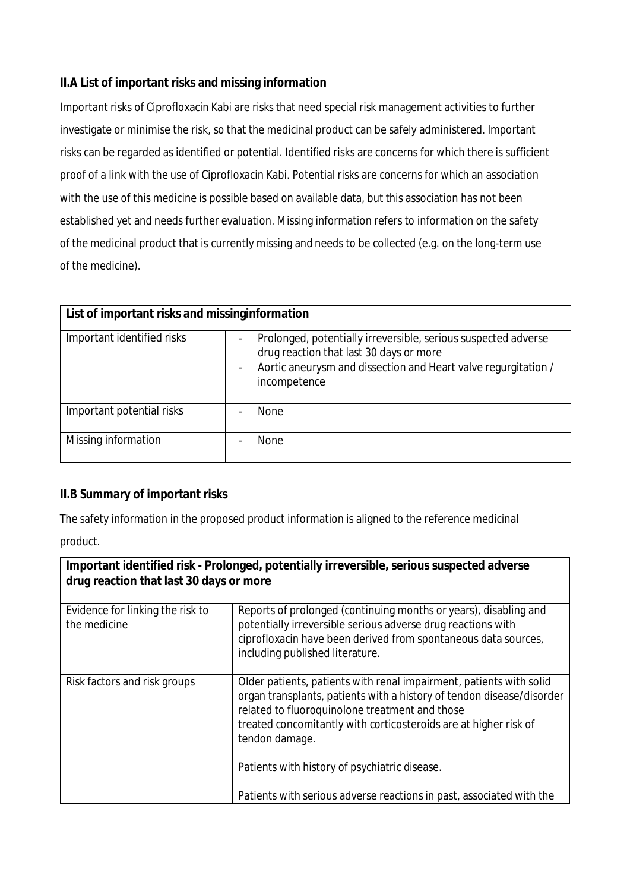### II.A List of important risks and missing information

Important risks of Ciprofloxacin Kabi are risks that need special risk management activities to further investigate or minimise the risk, so that the medicinal product can be safely administered. Important risks can be regarded as identified or potential. Identified risks are concerns for which there is sufficient proof of a link with the use of Ciprofloxacin Kabi. Potential risks are concerns for which an association with the use of this medicine is possible based on available data, but this association has not been established yet and needs further evaluation. Missing information refers to information on the safety of the medicinal product that is currently missing and needs to be collected (e.g. on the long-term use of the medicine).

| List of important risks and missinginformation | |
|---|---|
| Important identified risks | - Prolonged, potentially irreversible, serious suspected adverse drug reaction that last 30 days or more<br>- Aortic aneurysm and dissection and Heart valve regurgitation / incompetence |
| Important potential risks | - None |
| Missing information | - None |

### II.B Summary of important risks

The safety information in the proposed product information is aligned to the reference medicinal product.

| Important identified risk - Prolonged, potentially irreversible, serious suspected adverse drug reaction that last 30 days or more | |
|---|---|
| Evidence for linking the risk to the medicine | Reports of prolonged (continuing months or years), disabling and potentially irreversible serious adverse drug reactions with ciprofloxacin have been derived from spontaneous data sources, including published literature. |
| Risk factors and risk groups | Older patients, patients with renal impairment, patients with solid organ transplants, patients with a history of tendon disease/disorder related to fluoroquinolone treatment and those treated concomitantly with corticosteroids are at higher risk of tendon damage.<br><br>Patients with history of psychiatric disease.<br><br>Patients with serious adverse reactions in past, associated with the |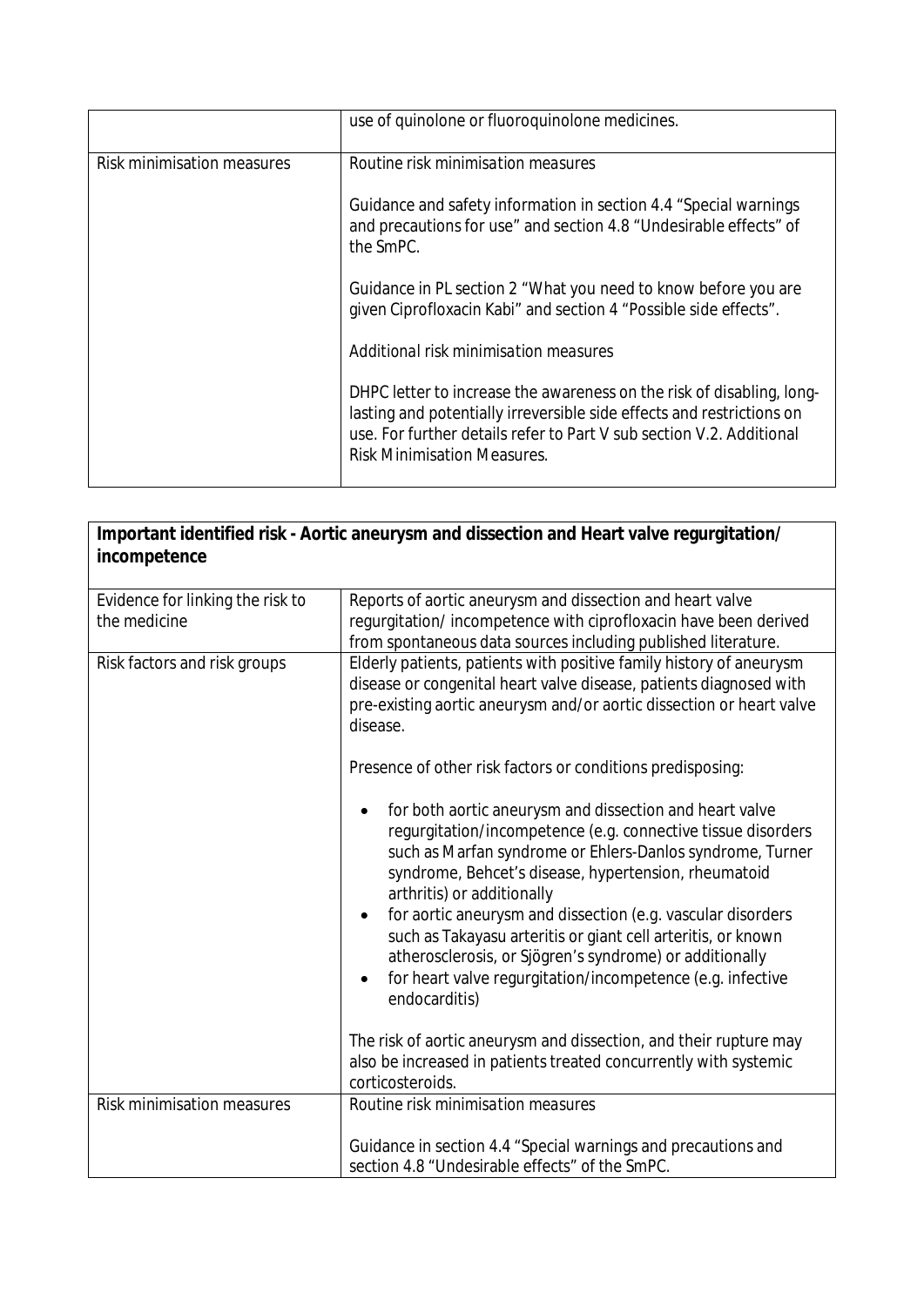| | |
|---|---|
| | use of quinolone or fluoroquinolone medicines. |
| Risk minimisation measures | *Routine risk minimisation measures*<br><br>Guidance and safety information in section 4.4 "Special warnings and precautions for use" and section 4.8 "Undesirable effects" of the SmPC.<br><br>Guidance in PL section 2 "What you need to know before you are given Ciprofloxacin Kabi" and section 4 "Possible side effects".<br><br>*Additional risk minimisation measures*<br><br>DHPC letter to increase the awareness on the risk of disabling, long-lasting and potentially irreversible side effects and restrictions on use. For further details refer to Part V sub section V.2. Additional Risk Minimisation Measures. |

| **Important identified risk - Aortic aneurysm and dissection and Heart valve regurgitation/ incompetence** | |
|---|---|
| Evidence for linking the risk to the medicine | Reports of aortic aneurysm and dissection and heart valve regurgitation/ incompetence with ciprofloxacin have been derived from spontaneous data sources including published literature. |
| Risk factors and risk groups | Elderly patients, patients with positive family history of aneurysm disease or congenital heart valve disease, patients diagnosed with pre-existing aortic aneurysm and/or aortic dissection or heart valve disease.<br><br>Presence of other risk factors or conditions predisposing:<br><br>• for both aortic aneurysm and dissection and heart valve regurgitation/incompetence (e.g. connective tissue disorders such as Marfan syndrome or Ehlers-Danlos syndrome, Turner syndrome, Behcet's disease, hypertension, rheumatoid arthritis) or additionally<br>• for aortic aneurysm and dissection (e.g. vascular disorders such as Takayasu arteritis or giant cell arteritis, or known atherosclerosis, or Sjögren's syndrome) or additionally<br>• for heart valve regurgitation/incompetence (e.g. infective endocarditis)<br><br>The risk of aortic aneurysm and dissection, and their rupture may also be increased in patients treated concurrently with systemic corticosteroids. |
| Risk minimisation measures | *Routine risk minimisation measures*<br><br>Guidance in section 4.4 "Special warnings and precautions and section 4.8 "Undesirable effects" of the SmPC. |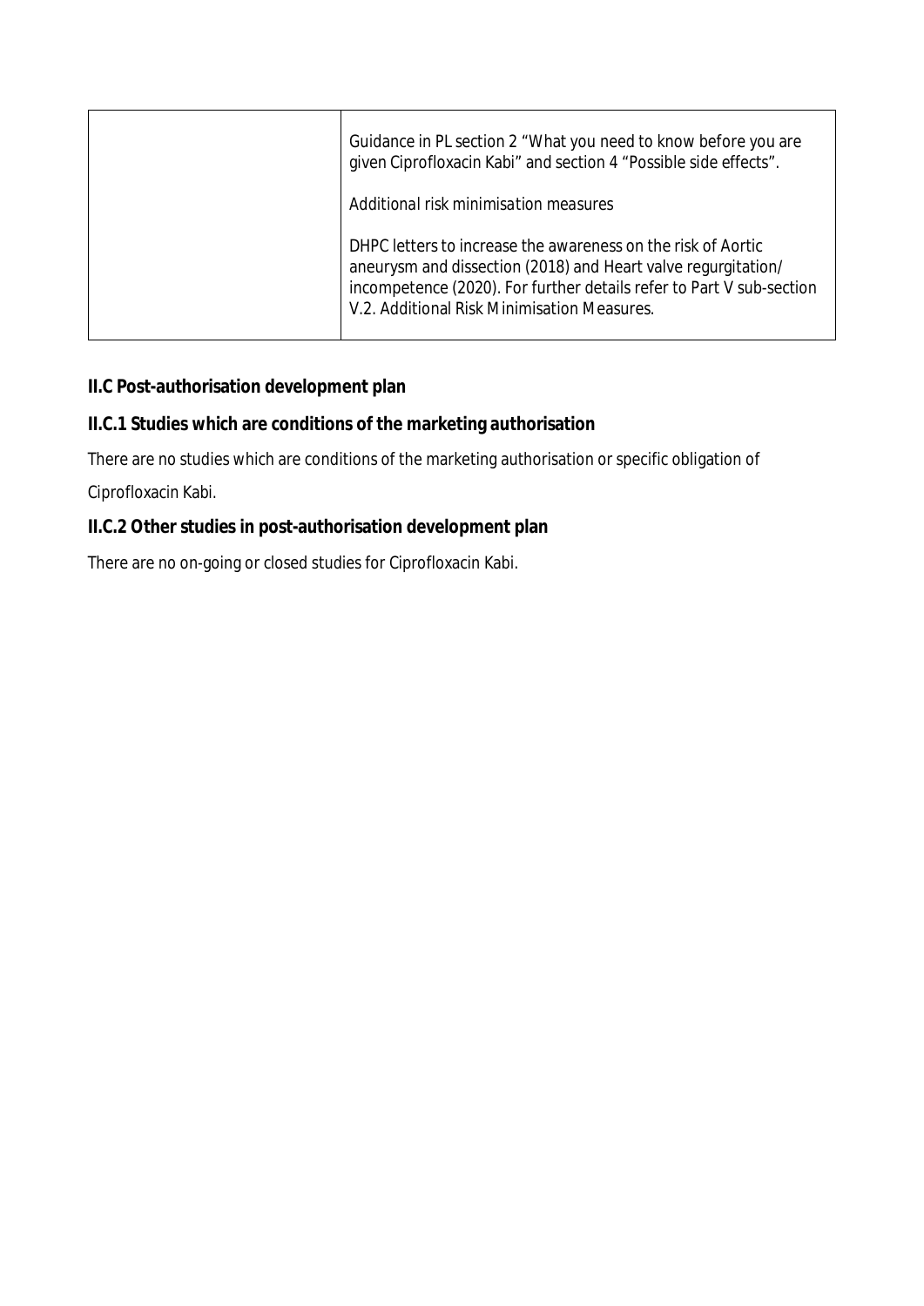| | |
|---|---|
| | Guidance in PL section 2 “What you need to know before you are given Ciprofloxacin Kabi” and section 4 “Possible side effects”.<br><br>*Additional risk minimisation measures*<br><br>DHPC letters to increase the awareness on the risk of Aortic aneurysm and dissection (2018) and Heart valve regurgitation/ incompetence (2020). For further details refer to Part V sub-section V.2. Additional Risk Minimisation Measures. |

**II.C Post-authorisation development plan**

**II.C.1 Studies which are conditions of the marketing authorisation**

There are no studies which are conditions of the marketing authorisation or specific obligation of Ciprofloxacin Kabi.

**II.C.2 Other studies in post-authorisation development plan**

There are no on-going or closed studies for Ciprofloxacin Kabi.